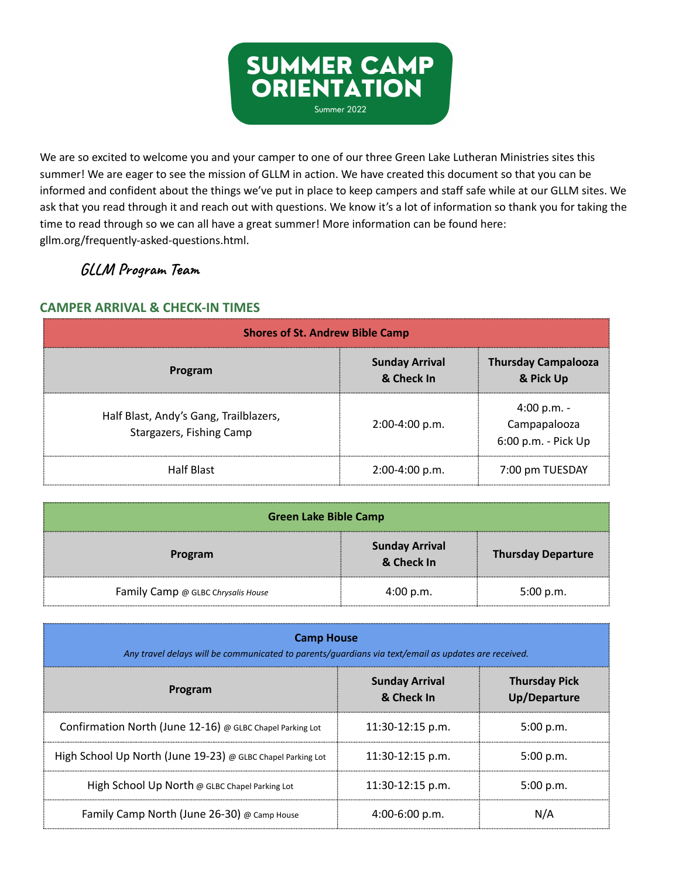# SUMMER CAMP ORIENTATION

Summer 2022

We are so excited to welcome you and your camper to one of our three Green Lake Lutheran Ministries sites this summer! We are eager to see the mission of GLLM in action. We have created this document so that you can be informed and confident about the things we've put in place to keep campers and staff safe while at our GLLM sites. We ask that you read through it and reach out with questions. We know it's a lot of information so thank you for taking the time to read through so we can all have a great summer! More information can be found here: gllm.org/frequently-asked-questions.html.

*GLLM Program Team*

## CAMPER ARRIVAL & CHECK-IN TIMES

| Shores of St. Andrew Bible Camp | | |
|---|---|---|
| **Program** | **Sunday Arrival & Check In** | **Thursday Campalooza & Pick Up** |
| Half Blast, Andy's Gang, Trailblazers, Stargazers, Fishing Camp | 2:00-4:00 p.m. | 4:00 p.m. - Campapalooza 6:00 p.m. - Pick Up |
| Half Blast | 2:00-4:00 p.m. | 7:00 pm TUESDAY |

| Green Lake Bible Camp | | |
|---|---|---|
| **Program** | **Sunday Arrival & Check In** | **Thursday Departure** |
| Family Camp @ GLBC *Chrysalis House* | 4:00 p.m. | 5:00 p.m. |

| Camp House<br>*Any travel delays will be communicated to parents/guardians via text/email as updates are received.* | | |
|---|---|---|
| **Program** | **Sunday Arrival & Check In** | **Thursday Pick Up/Departure** |
| Confirmation North (June 12-16) @ GLBC Chapel Parking Lot | 11:30-12:15 p.m. | 5:00 p.m. |
| High School Up North (June 19-23) @ GLBC Chapel Parking Lot | 11:30-12:15 p.m. | 5:00 p.m. |
| High School Up North @ GLBC Chapel Parking Lot | 11:30-12:15 p.m. | 5:00 p.m. |
| Family Camp North (June 26-30) @ Camp House | 4:00-6:00 p.m. | N/A |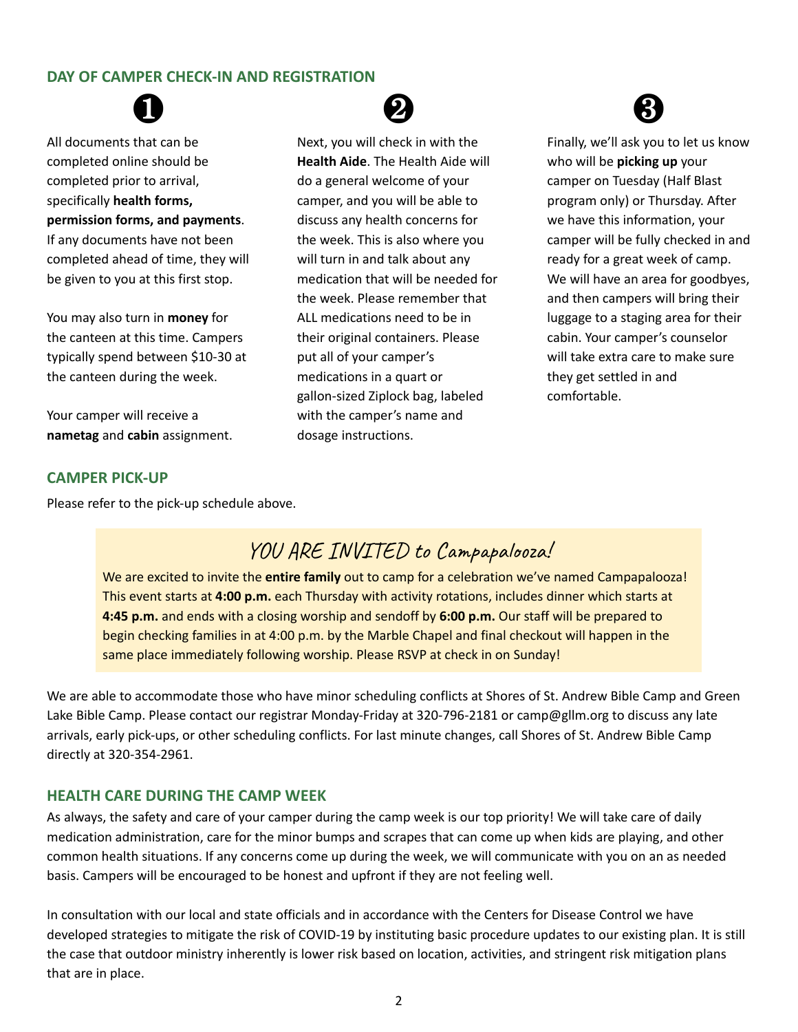## DAY OF CAMPER CHECK-IN AND REGISTRATION

❶

All documents that can be completed online should be completed prior to arrival, specifically **health forms, permission forms, and payments**. If any documents have not been completed ahead of time, they will be given to you at this first stop.

You may also turn in **money** for the canteen at this time. Campers typically spend between $10-30 at the canteen during the week.

Your camper will receive a **nametag** and **cabin** assignment.

❷

Next, you will check in with the **Health Aide**. The Health Aide will do a general welcome of your camper, and you will be able to discuss any health concerns for the week. This is also where you will turn in and talk about any medication that will be needed for the week. Please remember that ALL medications need to be in their original containers. Please put all of your camper's medications in a quart or gallon-sized Ziplock bag, labeled with the camper's name and dosage instructions.

❸

Finally, we'll ask you to let us know who will be **picking up** your camper on Tuesday (Half Blast program only) or Thursday. After we have this information, your camper will be fully checked in and ready for a great week of camp. We will have an area for goodbyes, and then campers will bring their luggage to a staging area for their cabin. Your camper's counselor will take extra care to make sure they get settled in and comfortable.

## CAMPER PICK-UP

Please refer to the pick-up schedule above.

### YOU ARE INVITED to Campapalooza!

We are excited to invite the **entire family** out to camp for a celebration we've named Campapalooza! This event starts at **4:00 p.m.** each Thursday with activity rotations, includes dinner which starts at **4:45 p.m.** and ends with a closing worship and sendoff by **6:00 p.m.** Our staff will be prepared to begin checking families in at 4:00 p.m. by the Marble Chapel and final checkout will happen in the same place immediately following worship. Please RSVP at check in on Sunday!

We are able to accommodate those who have minor scheduling conflicts at Shores of St. Andrew Bible Camp and Green Lake Bible Camp. Please contact our registrar Monday-Friday at 320-796-2181 or camp@gllm.org to discuss any late arrivals, early pick-ups, or other scheduling conflicts. For last minute changes, call Shores of St. Andrew Bible Camp directly at 320-354-2961.

## HEALTH CARE DURING THE CAMP WEEK

As always, the safety and care of your camper during the camp week is our top priority! We will take care of daily medication administration, care for the minor bumps and scrapes that can come up when kids are playing, and other common health situations. If any concerns come up during the week, we will communicate with you on an as needed basis. Campers will be encouraged to be honest and upfront if they are not feeling well.

In consultation with our local and state officials and in accordance with the Centers for Disease Control we have developed strategies to mitigate the risk of COVID-19 by instituting basic procedure updates to our existing plan. It is still the case that outdoor ministry inherently is lower risk based on location, activities, and stringent risk mitigation plans that are in place.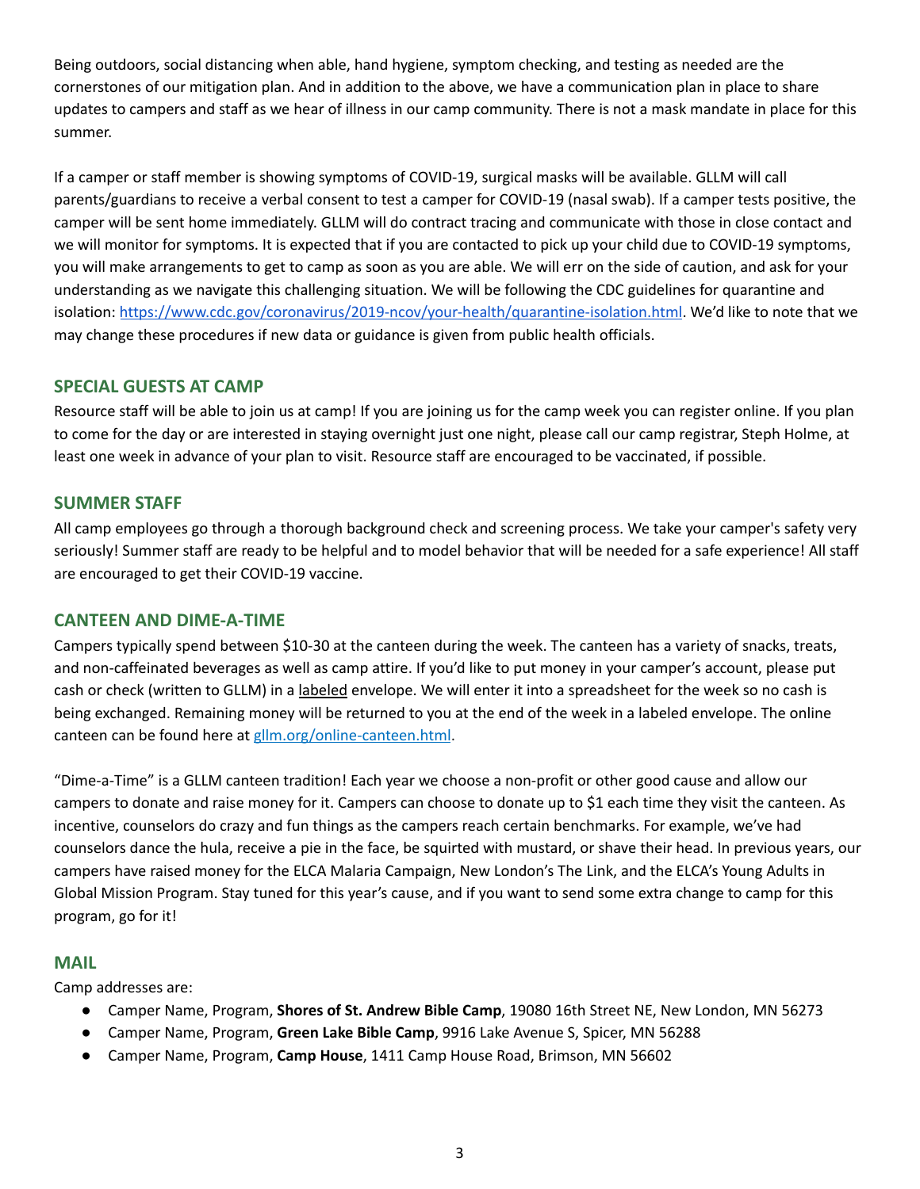Being outdoors, social distancing when able, hand hygiene, symptom checking, and testing as needed are the cornerstones of our mitigation plan. And in addition to the above, we have a communication plan in place to share updates to campers and staff as we hear of illness in our camp community. There is not a mask mandate in place for this summer.

If a camper or staff member is showing symptoms of COVID-19, surgical masks will be available. GLLM will call parents/guardians to receive a verbal consent to test a camper for COVID-19 (nasal swab). If a camper tests positive, the camper will be sent home immediately. GLLM will do contract tracing and communicate with those in close contact and we will monitor for symptoms. It is expected that if you are contacted to pick up your child due to COVID-19 symptoms, you will make arrangements to get to camp as soon as you are able. We will err on the side of caution, and ask for your understanding as we navigate this challenging situation. We will be following the CDC guidelines for quarantine and isolation: [https://www.cdc.gov/coronavirus/2019-ncov/your-health/quarantine-isolation.html](https://www.cdc.gov/coronavirus/2019-ncov/your-health/quarantine-isolation.html). We'd like to note that we may change these procedures if new data or guidance is given from public health officials.

## SPECIAL GUESTS AT CAMP

Resource staff will be able to join us at camp! If you are joining us for the camp week you can register online. If you plan to come for the day or are interested in staying overnight just one night, please call our camp registrar, Steph Holme, at least one week in advance of your plan to visit. Resource staff are encouraged to be vaccinated, if possible.

## SUMMER STAFF

All camp employees go through a thorough background check and screening process. We take your camper's safety very seriously! Summer staff are ready to be helpful and to model behavior that will be needed for a safe experience! All staff are encouraged to get their COVID-19 vaccine.

## CANTEEN AND DIME-A-TIME

Campers typically spend between $10-30 at the canteen during the week. The canteen has a variety of snacks, treats, and non-caffeinated beverages as well as camp attire. If you'd like to put money in your camper's account, please put cash or check (written to GLLM) in a labeled envelope. We will enter it into a spreadsheet for the week so no cash is being exchanged. Remaining money will be returned to you at the end of the week in a labeled envelope. The online canteen can be found here at [gllm.org/online-canteen.html](gllm.org/online-canteen.html).

"Dime-a-Time" is a GLLM canteen tradition! Each year we choose a non-profit or other good cause and allow our campers to donate and raise money for it. Campers can choose to donate up to $1 each time they visit the canteen. As incentive, counselors do crazy and fun things as the campers reach certain benchmarks. For example, we've had counselors dance the hula, receive a pie in the face, be squirted with mustard, or shave their head. In previous years, our campers have raised money for the ELCA Malaria Campaign, New London's The Link, and the ELCA's Young Adults in Global Mission Program. Stay tuned for this year's cause, and if you want to send some extra change to camp for this program, go for it!

## MAIL

Camp addresses are:

- Camper Name, Program, **Shores of St. Andrew Bible Camp**, 19080 16th Street NE, New London, MN 56273
- Camper Name, Program, **Green Lake Bible Camp**, 9916 Lake Avenue S, Spicer, MN 56288
- Camper Name, Program, **Camp House**, 1411 Camp House Road, Brimson, MN 56602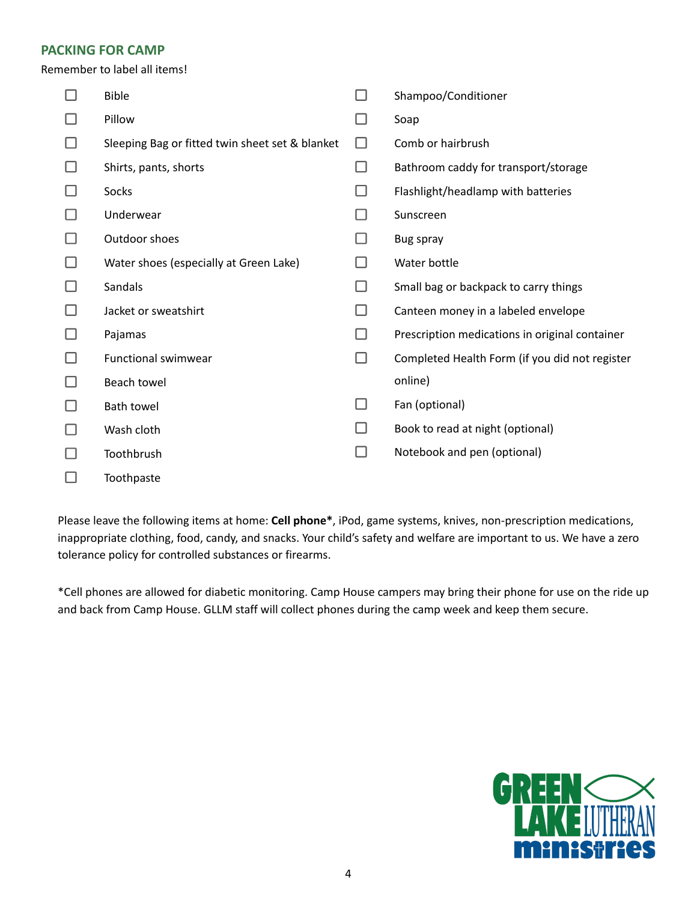## PACKING FOR CAMP

Remember to label all items!

- [ ] Bible
- [ ] Pillow
- [ ] Sleeping Bag or fitted twin sheet set & blanket
- [ ] Shirts, pants, shorts
- [ ] Socks
- [ ] Underwear
- [ ] Outdoor shoes
- [ ] Water shoes (especially at Green Lake)
- [ ] Sandals
- [ ] Jacket or sweatshirt
- [ ] Pajamas
- [ ] Functional swimwear
- [ ] Beach towel
- [ ] Bath towel
- [ ] Wash cloth
- [ ] Toothbrush
- [ ] Toothpaste
- [ ] Shampoo/Conditioner
- [ ] Soap
- [ ] Comb or hairbrush
- [ ] Bathroom caddy for transport/storage
- [ ] Flashlight/headlamp with batteries
- [ ] Sunscreen
- [ ] Bug spray
- [ ] Water bottle
- [ ] Small bag or backpack to carry things
- [ ] Canteen money in a labeled envelope
- [ ] Prescription medications in original container
- [ ] Completed Health Form (if you did not register online)
- [ ] Fan (optional)
- [ ] Book to read at night (optional)
- [ ] Notebook and pen (optional)

Please leave the following items at home: **Cell phone***, iPod, game systems, knives, non-prescription medications, inappropriate clothing, food, candy, and snacks. Your child's safety and welfare are important to us. We have a zero tolerance policy for controlled substances or firearms.

*Cell phones are allowed for diabetic monitoring. Camp House campers may bring their phone for use on the ride up and back from Camp House. GLLM staff will collect phones during the camp week and keep them secure.

GREEN LAKE LUTHERAN ministries